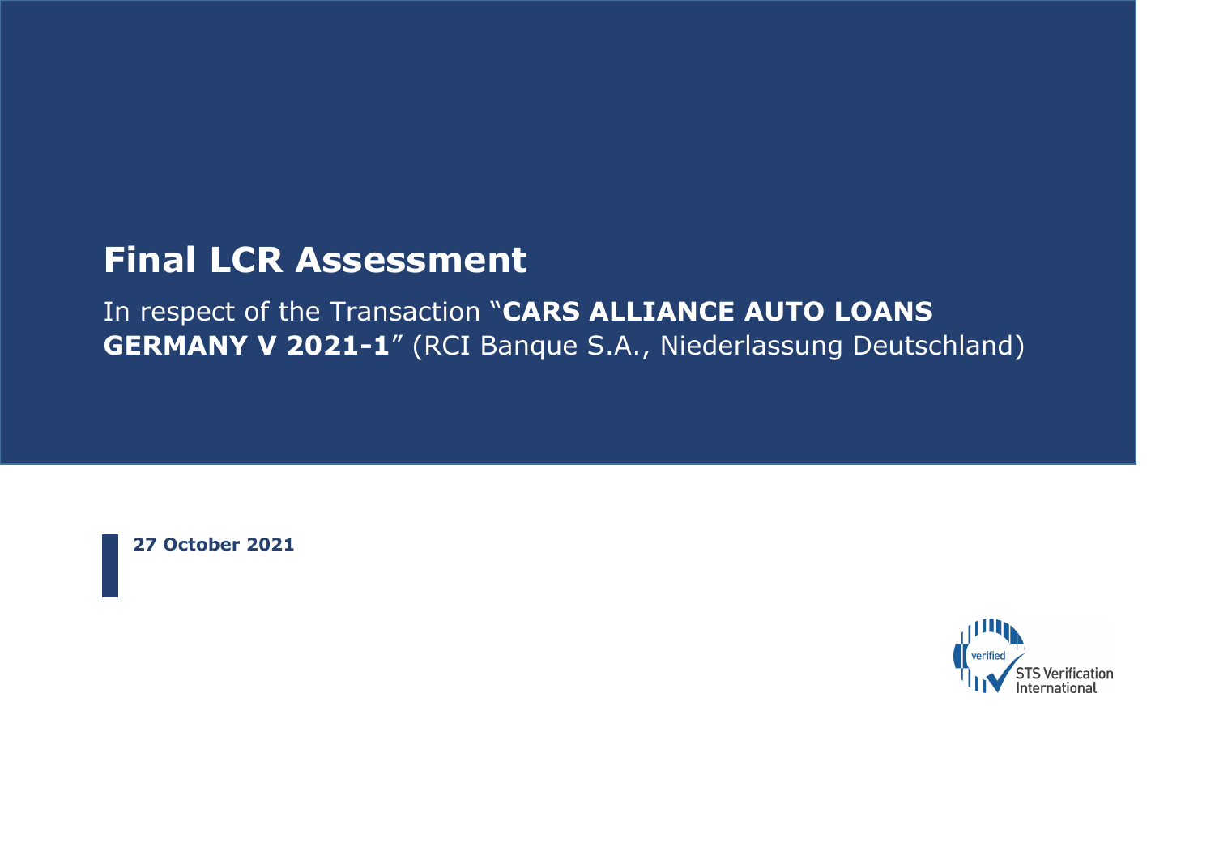# Final LCR Assessment

In respect of the Transaction "**CARS ALLIANCE AUTO LOANS GERMANY V 2021-1**" (RCI Banque S.A., Niederlassung Deutschland)

**27 October 2021**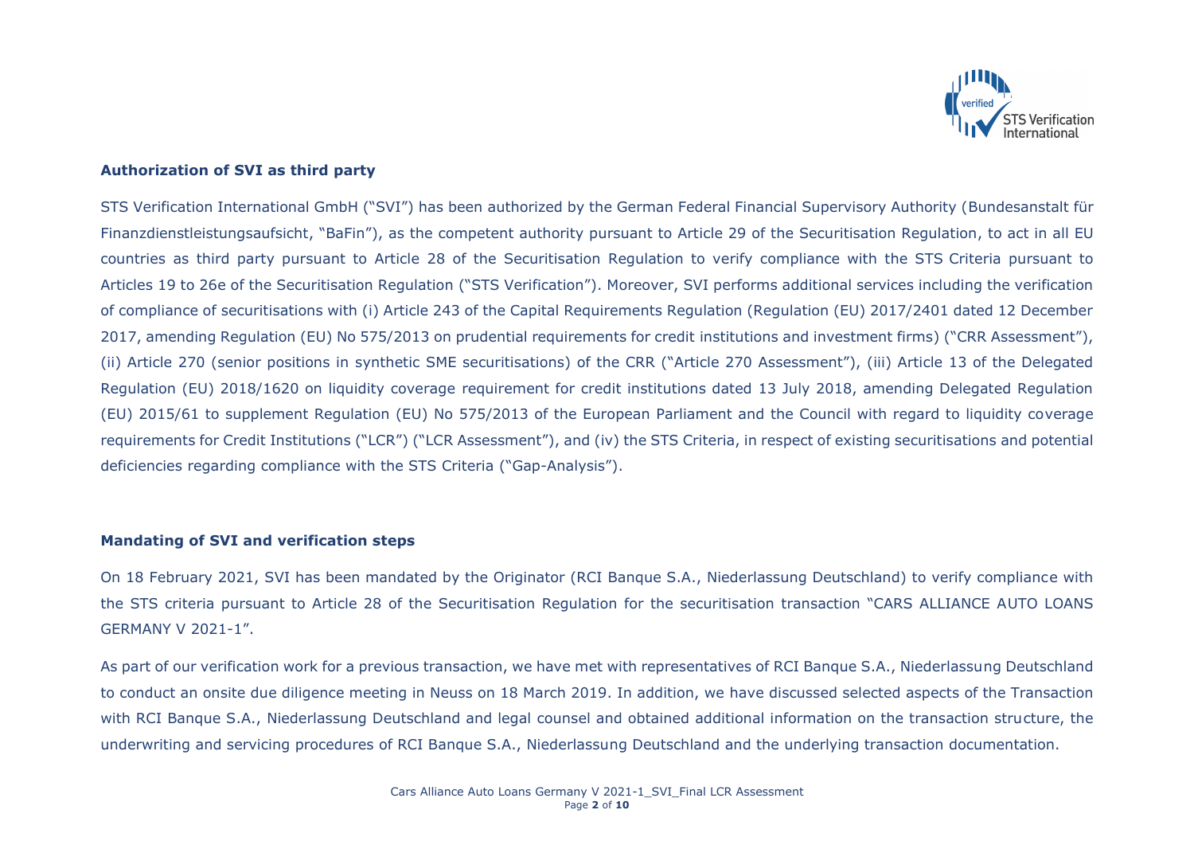## Authorization of SVI as third party

STS Verification International GmbH ("SVI") has been authorized by the German Federal Financial Supervisory Authority (Bundesanstalt für Finanzdienstleistungsaufsicht, "BaFin"), as the competent authority pursuant to Article 29 of the Securitisation Regulation, to act in all EU countries as third party pursuant to Article 28 of the Securitisation Regulation to verify compliance with the STS Criteria pursuant to Articles 19 to 26e of the Securitisation Regulation ("STS Verification"). Moreover, SVI performs additional services including the verification of compliance of securitisations with (i) Article 243 of the Capital Requirements Regulation (Regulation (EU) 2017/2401 dated 12 December 2017, amending Regulation (EU) No 575/2013 on prudential requirements for credit institutions and investment firms) ("CRR Assessment"), (ii) Article 270 (senior positions in synthetic SME securitisations) of the CRR ("Article 270 Assessment"), (iii) Article 13 of the Delegated Regulation (EU) 2018/1620 on liquidity coverage requirement for credit institutions dated 13 July 2018, amending Delegated Regulation (EU) 2015/61 to supplement Regulation (EU) No 575/2013 of the European Parliament and the Council with regard to liquidity coverage requirements for Credit Institutions ("LCR") ("LCR Assessment"), and (iv) the STS Criteria, in respect of existing securitisations and potential deficiencies regarding compliance with the STS Criteria ("Gap-Analysis").

## Mandating of SVI and verification steps

On 18 February 2021, SVI has been mandated by the Originator (RCI Banque S.A., Niederlassung Deutschland) to verify compliance with the STS criteria pursuant to Article 28 of the Securitisation Regulation for the securitisation transaction "CARS ALLIANCE AUTO LOANS GERMANY V 2021-1".

As part of our verification work for a previous transaction, we have met with representatives of RCI Banque S.A., Niederlassung Deutschland to conduct an onsite due diligence meeting in Neuss on 18 March 2019. In addition, we have discussed selected aspects of the Transaction with RCI Banque S.A., Niederlassung Deutschland and legal counsel and obtained additional information on the transaction structure, the underwriting and servicing procedures of RCI Banque S.A., Niederlassung Deutschland and the underlying transaction documentation.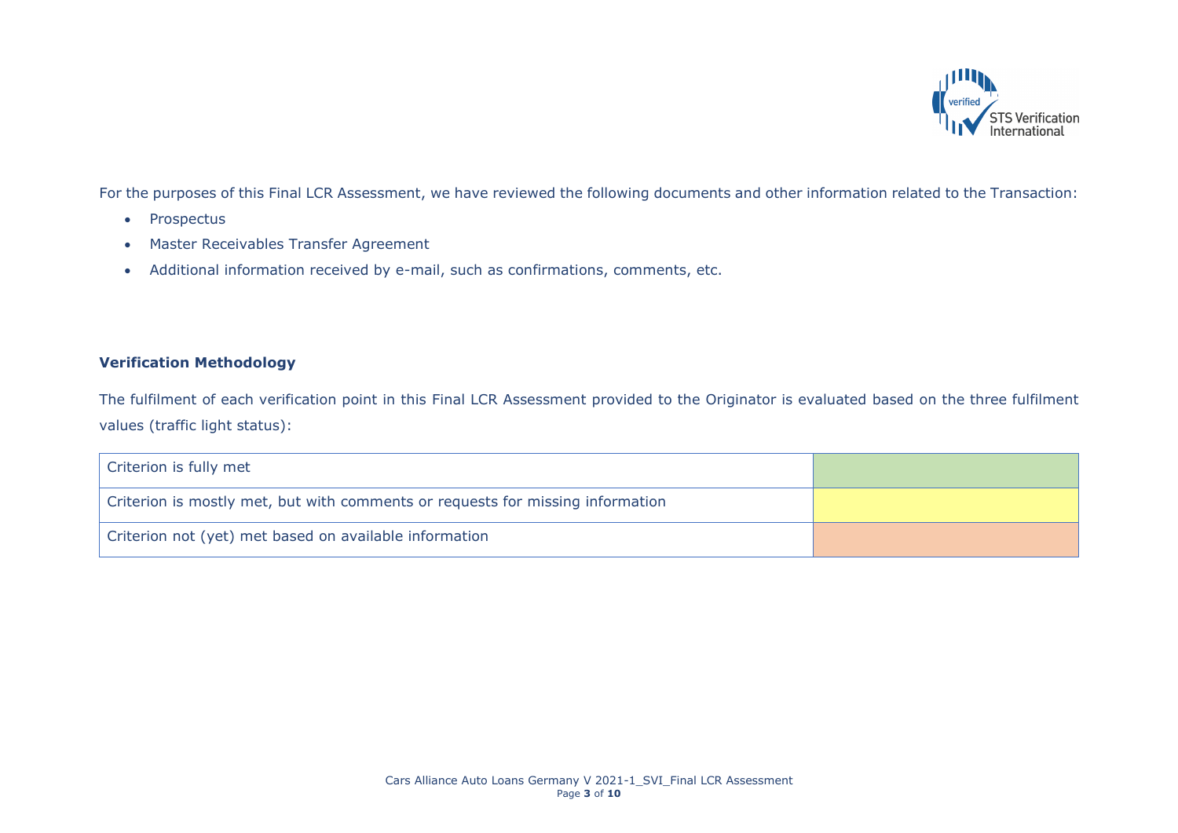For the purposes of this Final LCR Assessment, we have reviewed the following documents and other information related to the Transaction:

- Prospectus
- Master Receivables Transfer Agreement
- Additional information received by e-mail, such as confirmations, comments, etc.

**Verification Methodology**

The fulfilment of each verification point in this Final LCR Assessment provided to the Originator is evaluated based on the three fulfilment values (traffic light status):

| Criterion is fully met | |
|---|---|
| Criterion is mostly met, but with comments or requests for missing information | |
| Criterion not (yet) met based on available information | |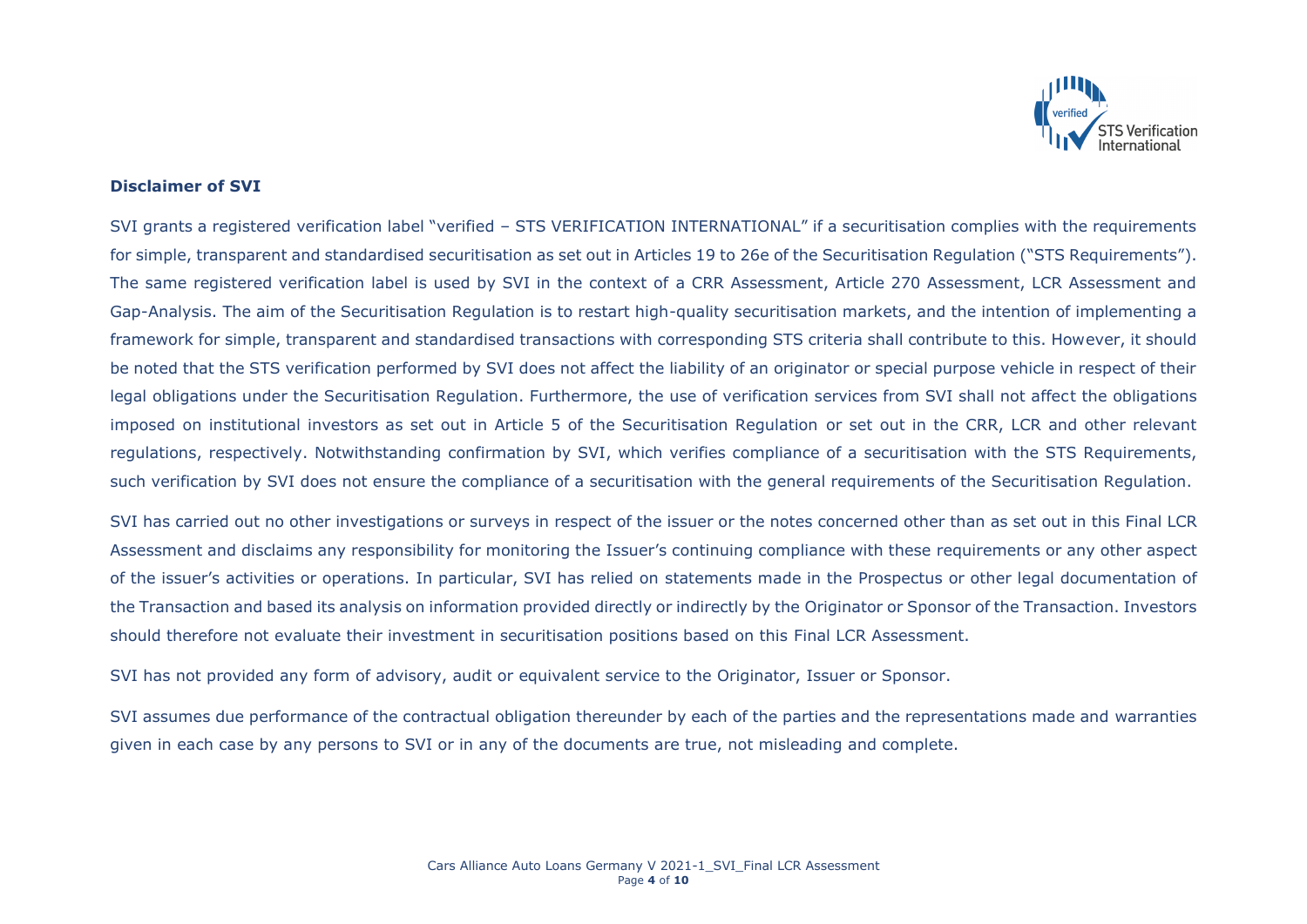**Disclaimer of SVI**

SVI grants a registered verification label "verified – STS VERIFICATION INTERNATIONAL" if a securitisation complies with the requirements for simple, transparent and standardised securitisation as set out in Articles 19 to 26e of the Securitisation Regulation ("STS Requirements"). The same registered verification label is used by SVI in the context of a CRR Assessment, Article 270 Assessment, LCR Assessment and Gap-Analysis. The aim of the Securitisation Regulation is to restart high-quality securitisation markets, and the intention of implementing a framework for simple, transparent and standardised transactions with corresponding STS criteria shall contribute to this. However, it should be noted that the STS verification performed by SVI does not affect the liability of an originator or special purpose vehicle in respect of their legal obligations under the Securitisation Regulation. Furthermore, the use of verification services from SVI shall not affect the obligations imposed on institutional investors as set out in Article 5 of the Securitisation Regulation or set out in the CRR, LCR and other relevant regulations, respectively. Notwithstanding confirmation by SVI, which verifies compliance of a securitisation with the STS Requirements, such verification by SVI does not ensure the compliance of a securitisation with the general requirements of the Securitisation Regulation.

SVI has carried out no other investigations or surveys in respect of the issuer or the notes concerned other than as set out in this Final LCR Assessment and disclaims any responsibility for monitoring the Issuer's continuing compliance with these requirements or any other aspect of the issuer's activities or operations. In particular, SVI has relied on statements made in the Prospectus or other legal documentation of the Transaction and based its analysis on information provided directly or indirectly by the Originator or Sponsor of the Transaction. Investors should therefore not evaluate their investment in securitisation positions based on this Final LCR Assessment.

SVI has not provided any form of advisory, audit or equivalent service to the Originator, Issuer or Sponsor.

SVI assumes due performance of the contractual obligation thereunder by each of the parties and the representations made and warranties given in each case by any persons to SVI or in any of the documents are true, not misleading and complete.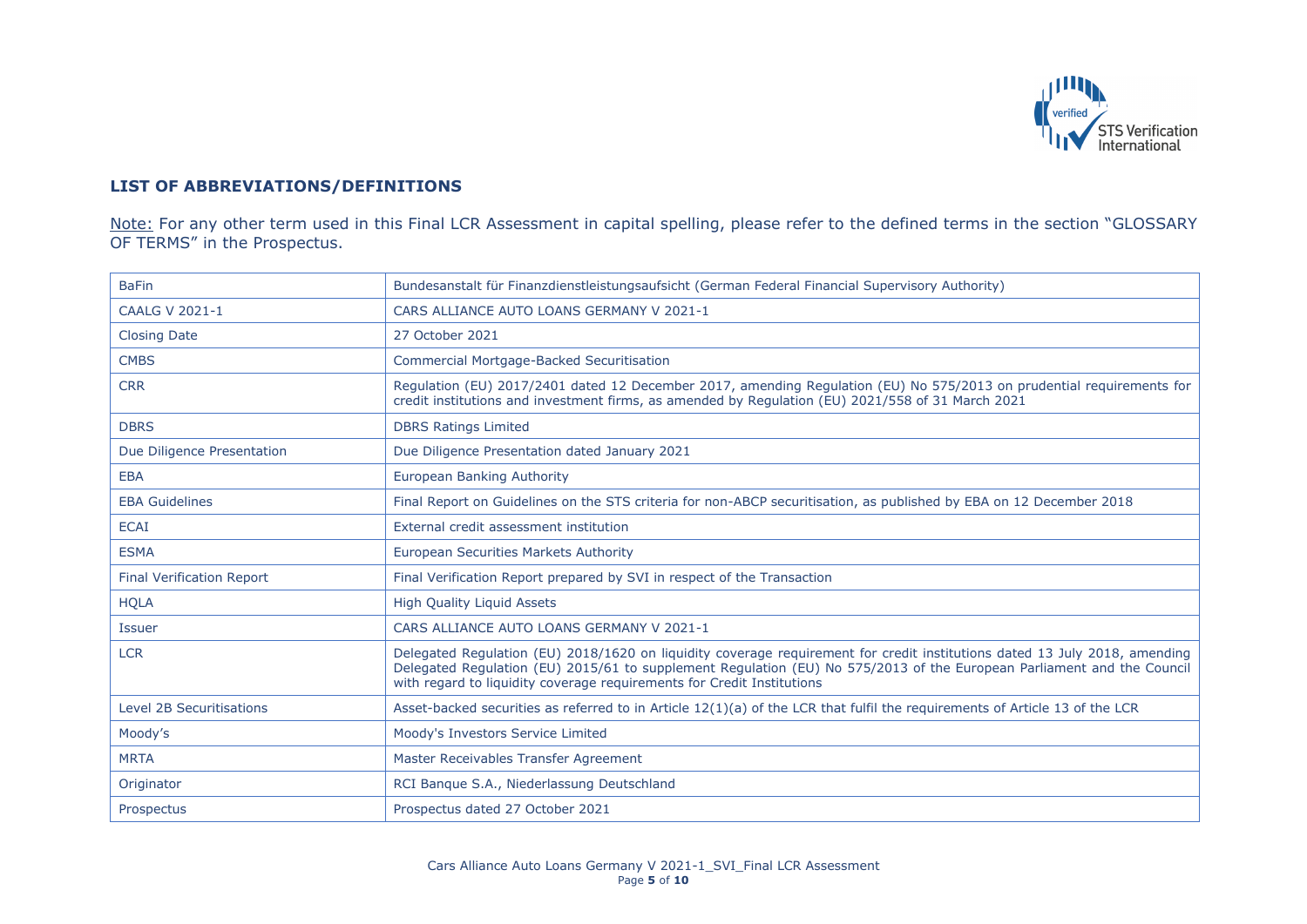## LIST OF ABBREVIATIONS/DEFINITIONS

Note: For any other term used in this Final LCR Assessment in capital spelling, please refer to the defined terms in the section "GLOSSARY OF TERMS" in the Prospectus.

| | |
|---|---|
| BaFin | Bundesanstalt für Finanzdienstleistungsaufsicht (German Federal Financial Supervisory Authority) |
| CAALG V 2021-1 | CARS ALLIANCE AUTO LOANS GERMANY V 2021-1 |
| Closing Date | 27 October 2021 |
| CMBS | Commercial Mortgage-Backed Securitisation |
| CRR | Regulation (EU) 2017/2401 dated 12 December 2017, amending Regulation (EU) No 575/2013 on prudential requirements for credit institutions and investment firms, as amended by Regulation (EU) 2021/558 of 31 March 2021 |
| DBRS | DBRS Ratings Limited |
| Due Diligence Presentation | Due Diligence Presentation dated January 2021 |
| EBA | European Banking Authority |
| EBA Guidelines | Final Report on Guidelines on the STS criteria for non-ABCP securitisation, as published by EBA on 12 December 2018 |
| ECAI | External credit assessment institution |
| ESMA | European Securities Markets Authority |
| Final Verification Report | Final Verification Report prepared by SVI in respect of the Transaction |
| HQLA | High Quality Liquid Assets |
| Issuer | CARS ALLIANCE AUTO LOANS GERMANY V 2021-1 |
| LCR | Delegated Regulation (EU) 2018/1620 on liquidity coverage requirement for credit institutions dated 13 July 2018, amending Delegated Regulation (EU) 2015/61 to supplement Regulation (EU) No 575/2013 of the European Parliament and the Council with regard to liquidity coverage requirements for Credit Institutions |
| Level 2B Securitisations | Asset-backed securities as referred to in Article 12(1)(a) of the LCR that fulfil the requirements of Article 13 of the LCR |
| Moody's | Moody's Investors Service Limited |
| MRTA | Master Receivables Transfer Agreement |
| Originator | RCI Banque S.A., Niederlassung Deutschland |
| Prospectus | Prospectus dated 27 October 2021 |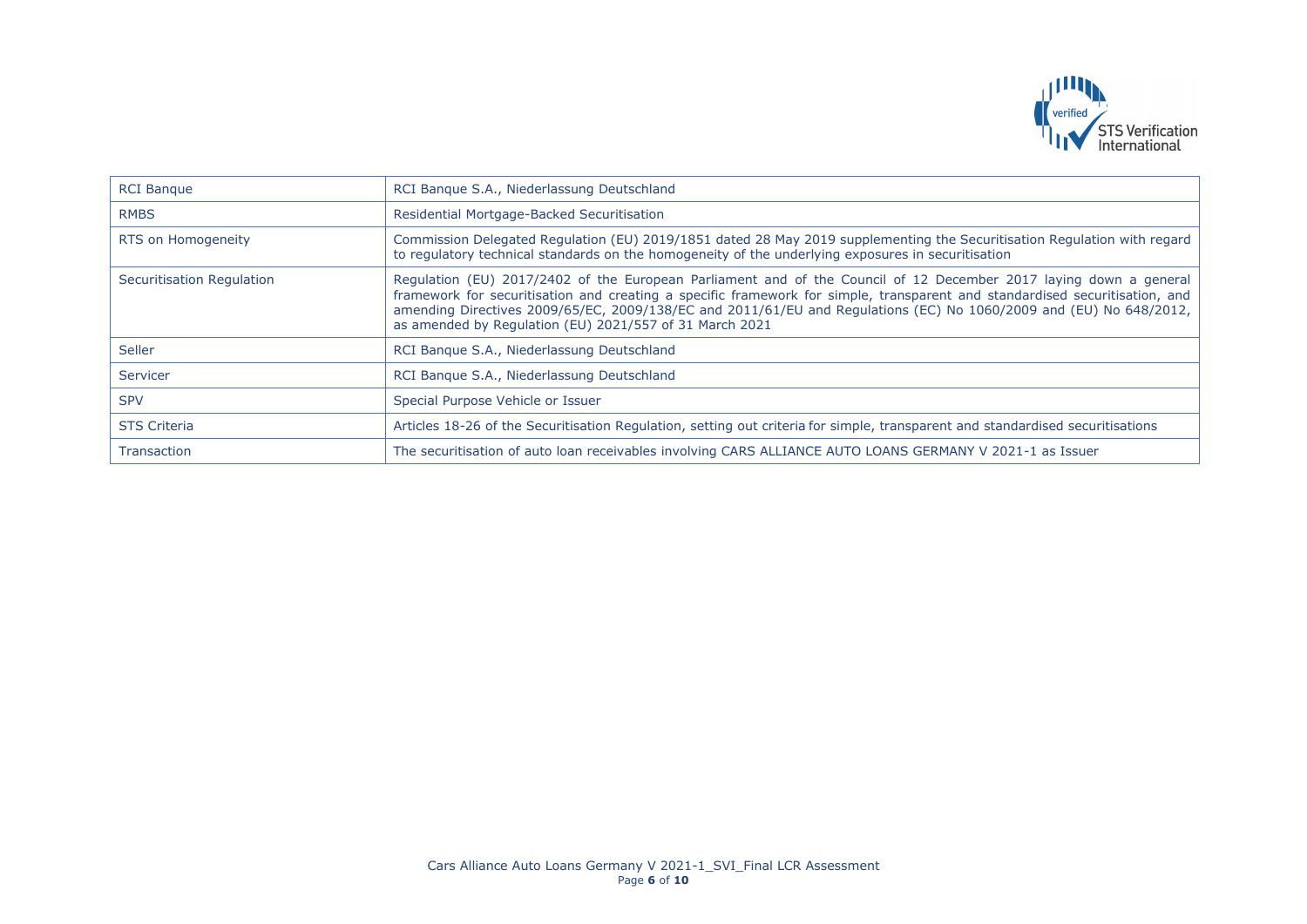| | |
|---|---|
| RCI Banque | RCI Banque S.A., Niederlassung Deutschland |
| RMBS | Residential Mortgage-Backed Securitisation |
| RTS on Homogeneity | Commission Delegated Regulation (EU) 2019/1851 dated 28 May 2019 supplementing the Securitisation Regulation with regard to regulatory technical standards on the homogeneity of the underlying exposures in securitisation |
| Securitisation Regulation | Regulation (EU) 2017/2402 of the European Parliament and of the Council of 12 December 2017 laying down a general framework for securitisation and creating a specific framework for simple, transparent and standardised securitisation, and amending Directives 2009/65/EC, 2009/138/EC and 2011/61/EU and Regulations (EC) No 1060/2009 and (EU) No 648/2012, as amended by Regulation (EU) 2021/557 of 31 March 2021 |
| Seller | RCI Banque S.A., Niederlassung Deutschland |
| Servicer | RCI Banque S.A., Niederlassung Deutschland |
| SPV | Special Purpose Vehicle or Issuer |
| STS Criteria | Articles 18-26 of the Securitisation Regulation, setting out criteria for simple, transparent and standardised securitisations |
| Transaction | The securitisation of auto loan receivables involving CARS ALLIANCE AUTO LOANS GERMANY V 2021-1 as Issuer |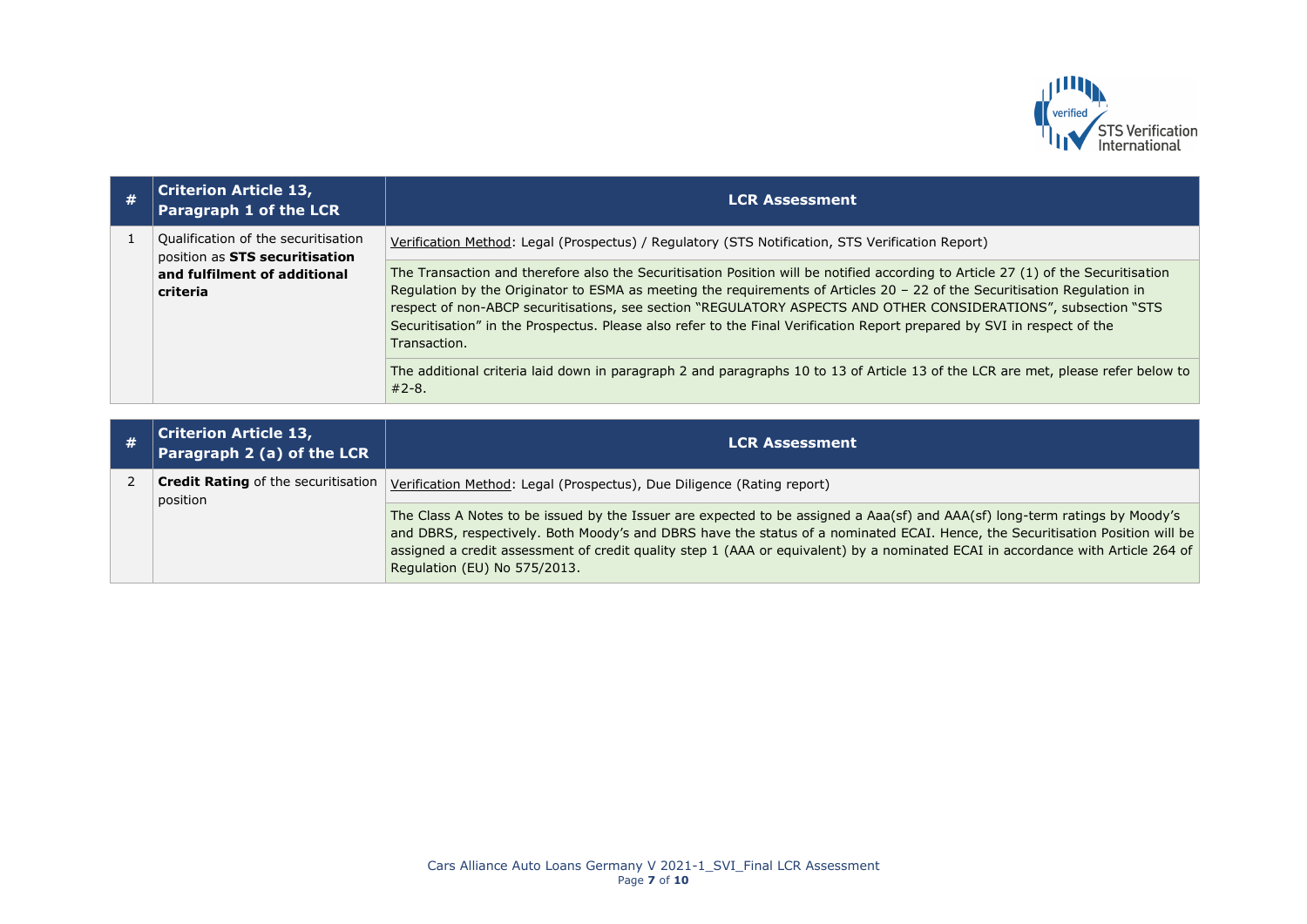| # | Criterion Article 13, Paragraph 1 of the LCR | LCR Assessment |
|---|---|---|
| 1 | Qualification of the securitisation position as **STS securitisation and fulfilment of additional criteria** | Verification Method: Legal (Prospectus) / Regulatory (STS Notification, STS Verification Report) |
| | | The Transaction and therefore also the Securitisation Position will be notified according to Article 27 (1) of the Securitisation Regulation by the Originator to ESMA as meeting the requirements of Articles 20 – 22 of the Securitisation Regulation in respect of non-ABCP securitisations, see section "REGULATORY ASPECTS AND OTHER CONSIDERATIONS", subsection "STS Securitisation" in the Prospectus. Please also refer to the Final Verification Report prepared by SVI in respect of the Transaction. |
| | | The additional criteria laid down in paragraph 2 and paragraphs 10 to 13 of Article 13 of the LCR are met, please refer below to #2-8. |

| # | Criterion Article 13, Paragraph 2 (a) of the LCR | LCR Assessment |
|---|---|---|
| 2 | **Credit Rating** of the securitisation position | Verification Method: Legal (Prospectus), Due Diligence (Rating report) |
| | | The Class A Notes to be issued by the Issuer are expected to be assigned a Aaa(sf) and AAA(sf) long-term ratings by Moody's and DBRS, respectively. Both Moody's and DBRS have the status of a nominated ECAI. Hence, the Securitisation Position will be assigned a credit assessment of credit quality step 1 (AAA or equivalent) by a nominated ECAI in accordance with Article 264 of Regulation (EU) No 575/2013. |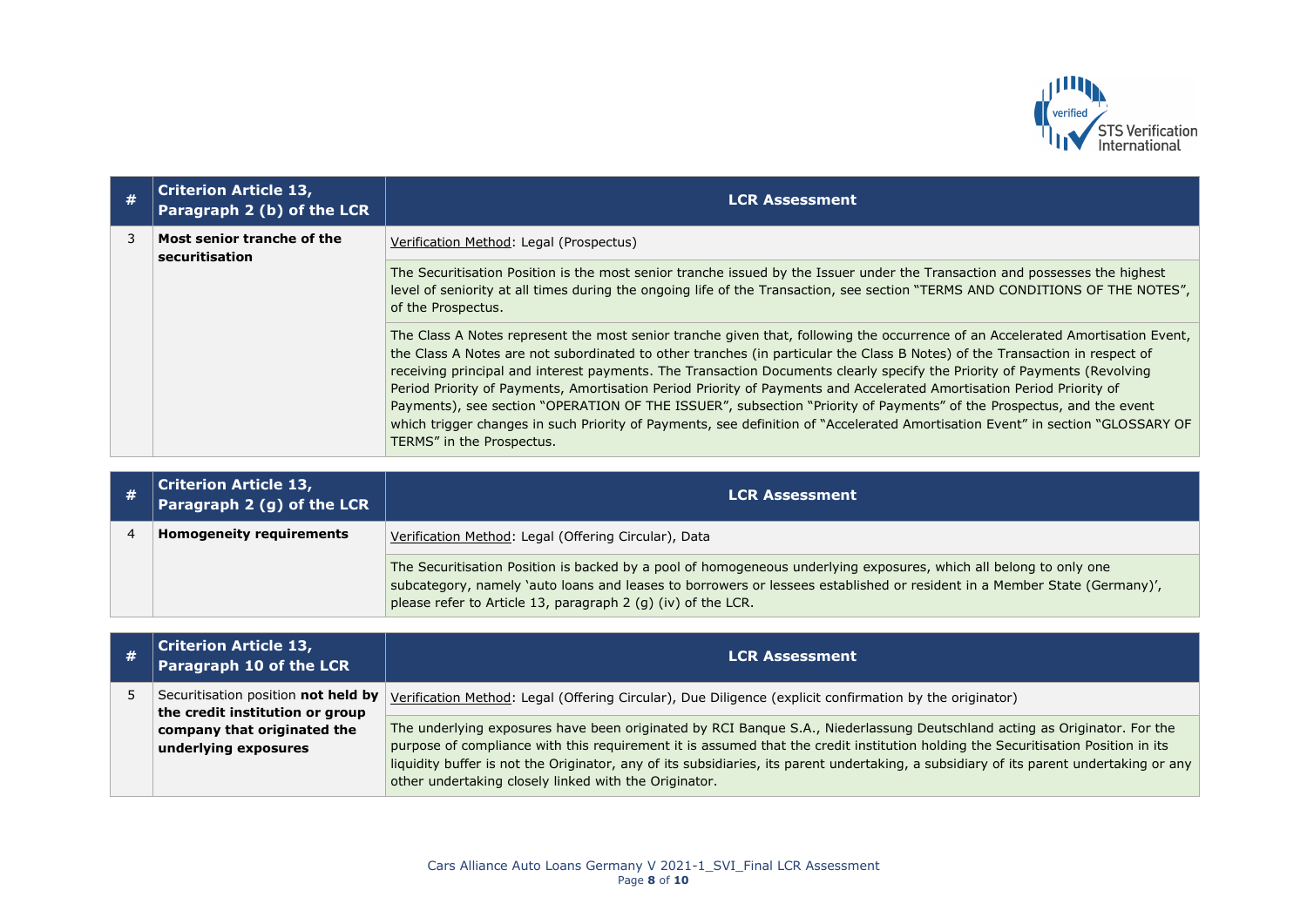| # | Criterion Article 13, Paragraph 2 (b) of the LCR | LCR Assessment |
|---|---|---|
| 3 | **Most senior tranche of the securitisation** | Verification Method: Legal (Prospectus) |
| | | The Securitisation Position is the most senior tranche issued by the Issuer under the Transaction and possesses the highest level of seniority at all times during the ongoing life of the Transaction, see section "TERMS AND CONDITIONS OF THE NOTES", of the Prospectus. |
| | | The Class A Notes represent the most senior tranche given that, following the occurrence of an Accelerated Amortisation Event, the Class A Notes are not subordinated to other tranches (in particular the Class B Notes) of the Transaction in respect of receiving principal and interest payments. The Transaction Documents clearly specify the Priority of Payments (Revolving Period Priority of Payments, Amortisation Period Priority of Payments and Accelerated Amortisation Period Priority of Payments), see section "OPERATION OF THE ISSUER", subsection "Priority of Payments" of the Prospectus, and the event which trigger changes in such Priority of Payments, see definition of "Accelerated Amortisation Event" in section "GLOSSARY OF TERMS" in the Prospectus. |

| # | Criterion Article 13, Paragraph 2 (g) of the LCR | LCR Assessment |
|---|---|---|
| 4 | **Homogeneity requirements** | Verification Method: Legal (Offering Circular), Data |
| | | The Securitisation Position is backed by a pool of homogeneous underlying exposures, which all belong to only one subcategory, namely 'auto loans and leases to borrowers or lessees established or resident in a Member State (Germany)', please refer to Article 13, paragraph 2 (g) (iv) of the LCR. |

| # | Criterion Article 13, Paragraph 10 of the LCR | LCR Assessment |
|---|---|---|
| 5 | Securitisation position **not held by the credit institution or group company that originated the underlying exposures** | Verification Method: Legal (Offering Circular), Due Diligence (explicit confirmation by the originator) |
| | | The underlying exposures have been originated by RCI Banque S.A., Niederlassung Deutschland acting as Originator. For the purpose of compliance with this requirement it is assumed that the credit institution holding the Securitisation Position in its liquidity buffer is not the Originator, any of its subsidiaries, its parent undertaking, a subsidiary of its parent undertaking or any other undertaking closely linked with the Originator. |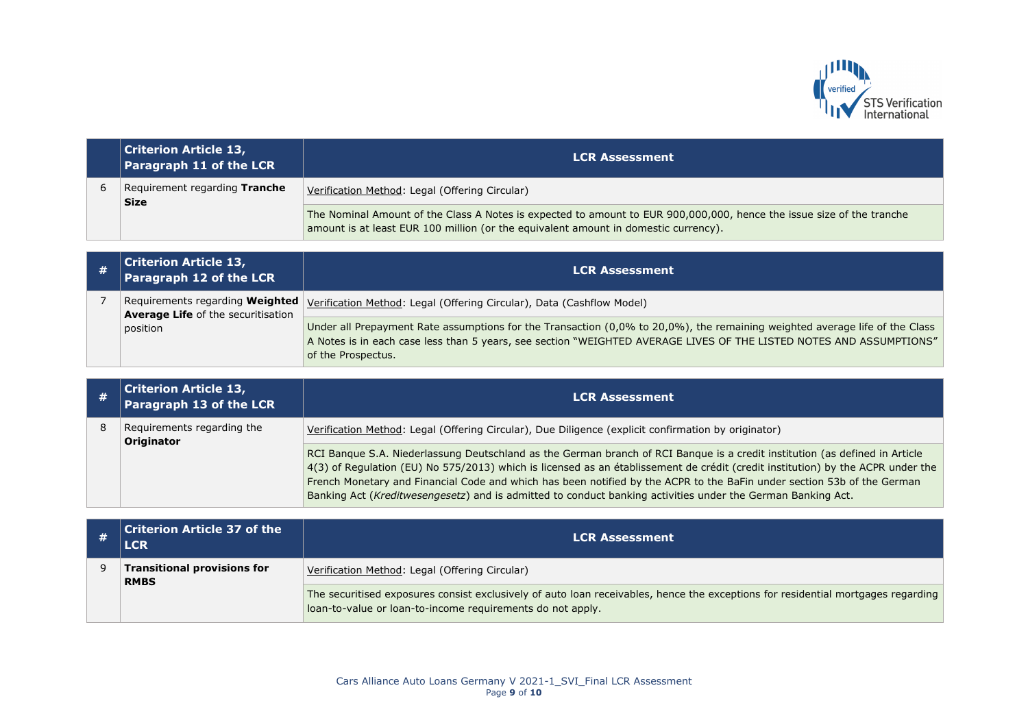| | Criterion Article 13, Paragraph 11 of the LCR | LCR Assessment |
|---|---|---|
| 6 | Requirement regarding **Tranche Size** | Verification Method: Legal (Offering Circular) |
| | | The Nominal Amount of the Class A Notes is expected to amount to EUR 900,000,000, hence the issue size of the tranche amount is at least EUR 100 million (or the equivalent amount in domestic currency). |

| # | Criterion Article 13, Paragraph 12 of the LCR | LCR Assessment |
|---|---|---|
| 7 | Requirements regarding **Weighted Average Life** of the securitisation position | Verification Method: Legal (Offering Circular), Data (Cashflow Model) |
| | | Under all Prepayment Rate assumptions for the Transaction (0,0% to 20,0%), the remaining weighted average life of the Class A Notes is in each case less than 5 years, see section "WEIGHTED AVERAGE LIVES OF THE LISTED NOTES AND ASSUMPTIONS" of the Prospectus. |

| # | Criterion Article 13, Paragraph 13 of the LCR | LCR Assessment |
|---|---|---|
| 8 | Requirements regarding the **Originator** | Verification Method: Legal (Offering Circular), Due Diligence (explicit confirmation by originator) |
| | | RCI Banque S.A. Niederlassung Deutschland as the German branch of RCI Banque is a credit institution (as defined in Article 4(3) of Regulation (EU) No 575/2013) which is licensed as an établissement de crédit (credit institution) by the ACPR under the French Monetary and Financial Code and which has been notified by the ACPR to the BaFin under section 53b of the German Banking Act (*Kreditwesengesetz*) and is admitted to conduct banking activities under the German Banking Act. |

| # | Criterion Article 37 of the LCR | LCR Assessment |
|---|---|---|
| 9 | **Transitional provisions for RMBS** | Verification Method: Legal (Offering Circular) |
| | | The securitised exposures consist exclusively of auto loan receivables, hence the exceptions for residential mortgages regarding loan-to-value or loan-to-income requirements do not apply. |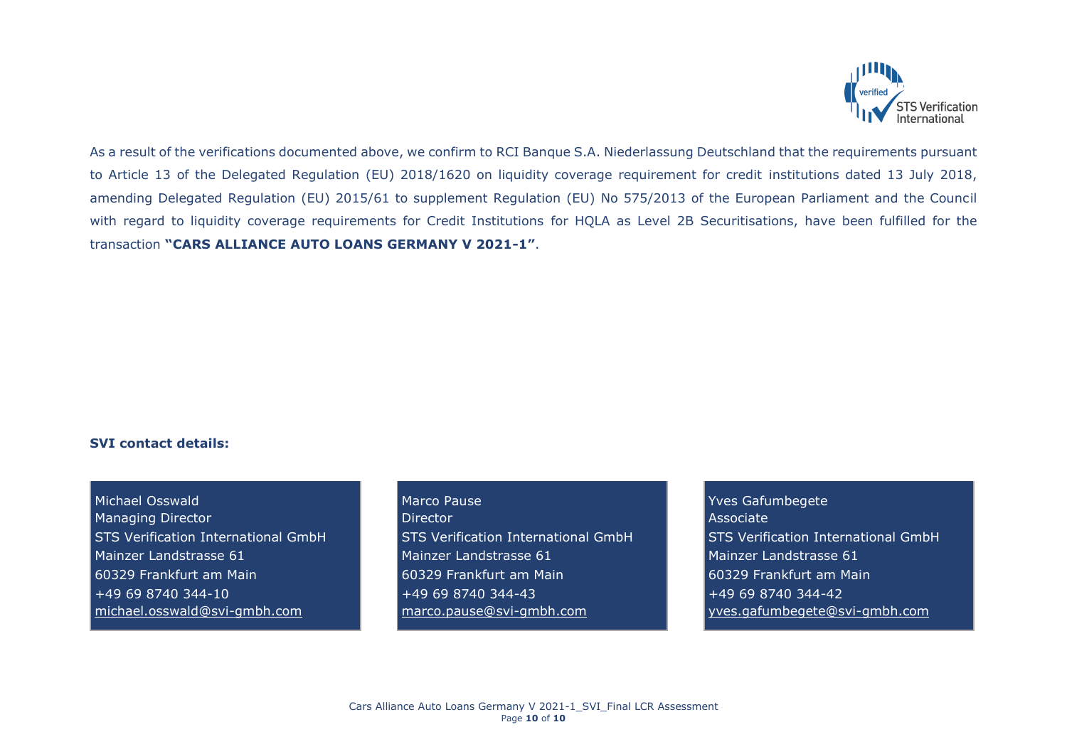As a result of the verifications documented above, we confirm to RCI Banque S.A. Niederlassung Deutschland that the requirements pursuant to Article 13 of the Delegated Regulation (EU) 2018/1620 on liquidity coverage requirement for credit institutions dated 13 July 2018, amending Delegated Regulation (EU) 2015/61 to supplement Regulation (EU) No 575/2013 of the European Parliament and the Council with regard to liquidity coverage requirements for Credit Institutions for HQLA as Level 2B Securitisations, have been fulfilled for the transaction **"CARS ALLIANCE AUTO LOANS GERMANY V 2021-1"**.

**SVI contact details:**

| | | |
|---|---|---|
| Michael Osswald<br>Managing Director<br>STS Verification International GmbH<br>Mainzer Landstrasse 61<br>60329 Frankfurt am Main<br>+49 69 8740 344-10<br>michael.osswald@svi-gmbh.com | Marco Pause<br>Director<br>STS Verification International GmbH<br>Mainzer Landstrasse 61<br>60329 Frankfurt am Main<br>+49 69 8740 344-43<br>marco.pause@svi-gmbh.com | Yves Gafumbegete<br>Associate<br>STS Verification International GmbH<br>Mainzer Landstrasse 61<br>60329 Frankfurt am Main<br>+49 69 8740 344-42<br>yves.gafumbegete@svi-gmbh.com |